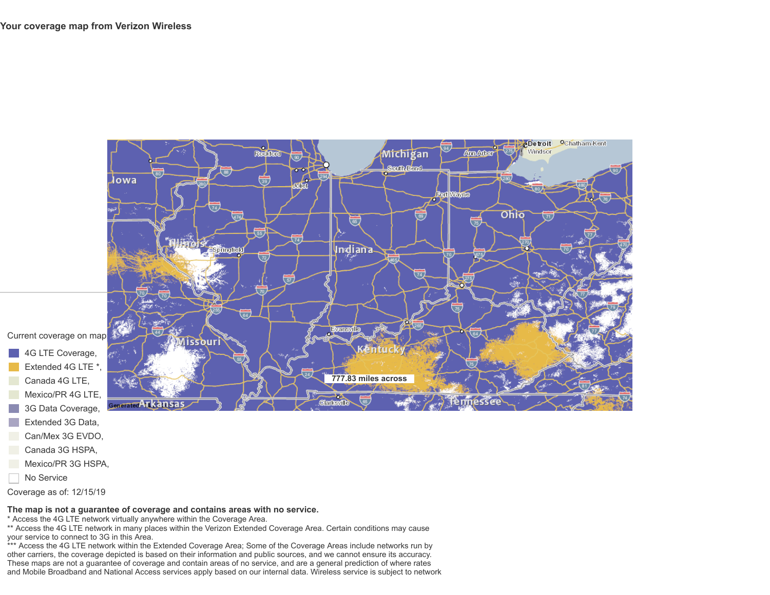# Your coverage map from Verizon Wireless

Current coverage on map

- 4G LTE Coverage,
- Extended 4G LTE *,
- Canada 4G LTE,
- Mexico/PR 4G LTE,
- 3G Data Coverage,
- Extended 3G Data,
- Can/Mex 3G EVDO,
- Canada 3G HSPA,
- Mexico/PR 3G HSPA,
- No Service

Coverage as of: 12/15/19

**The map is not a guarantee of coverage and contains areas with no service.**

\* Access the 4G LTE network virtually anywhere within the Coverage Area.

\*\* Access the 4G LTE network in many places within the Verizon Extended Coverage Area. Certain conditions may cause your service to connect to 3G in this Area.

\*\*\* Access the 4G LTE network within the Extended Coverage Area; Some of the Coverage Areas include networks run by other carriers, the coverage depicted is based on their information and public sources, and we cannot ensure its accuracy. These maps are not a guarantee of coverage and contain areas of no service, and are a general prediction of where rates and Mobile Broadband and National Access services apply based on our internal data. Wireless service is subject to network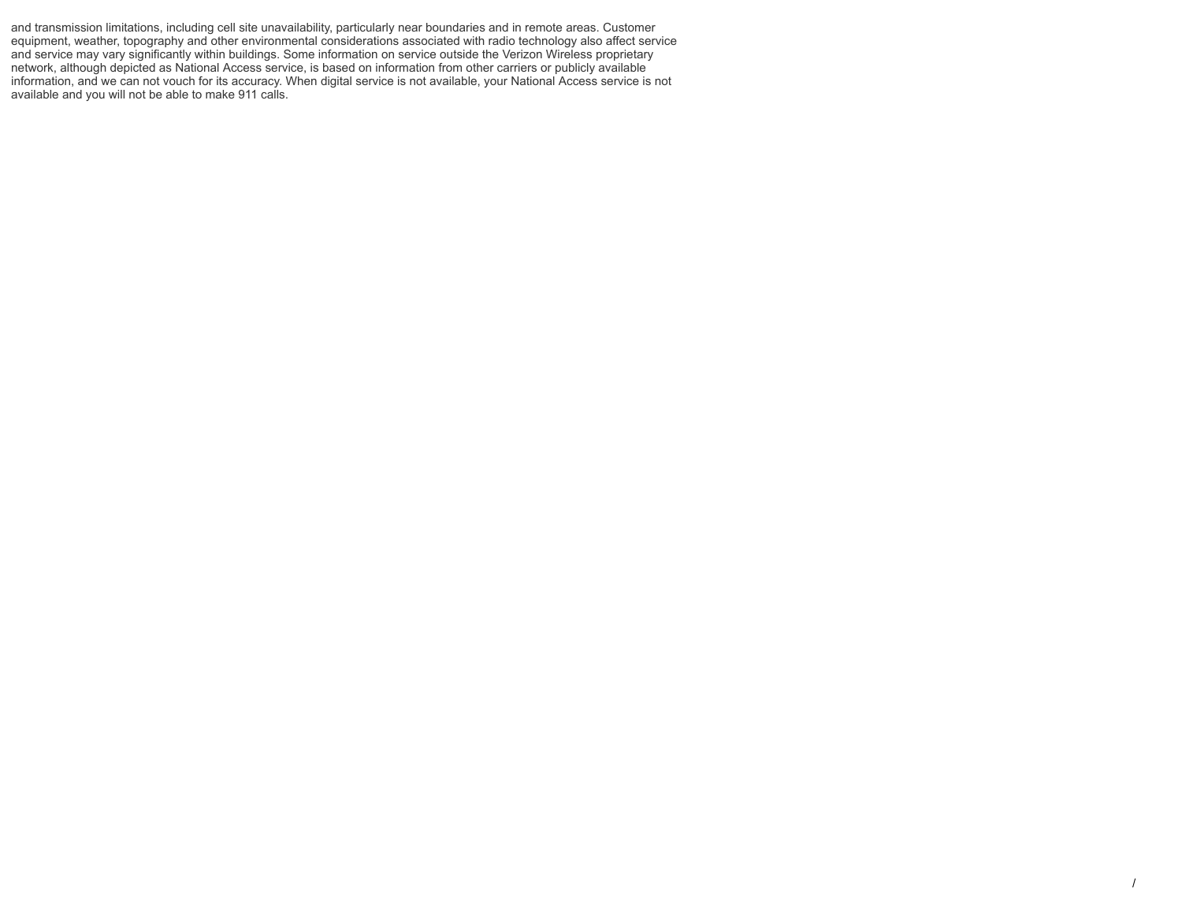and transmission limitations, including cell site unavailability, particularly near boundaries and in remote areas. Customer equipment, weather, topography and other environmental considerations associated with radio technology also affect service and service may vary significantly within buildings. Some information on service outside the Verizon Wireless proprietary network, although depicted as National Access service, is based on information from other carriers or publicly available information, and we can not vouch for its accuracy. When digital service is not available, your National Access service is not available and you will not be able to make 911 calls.